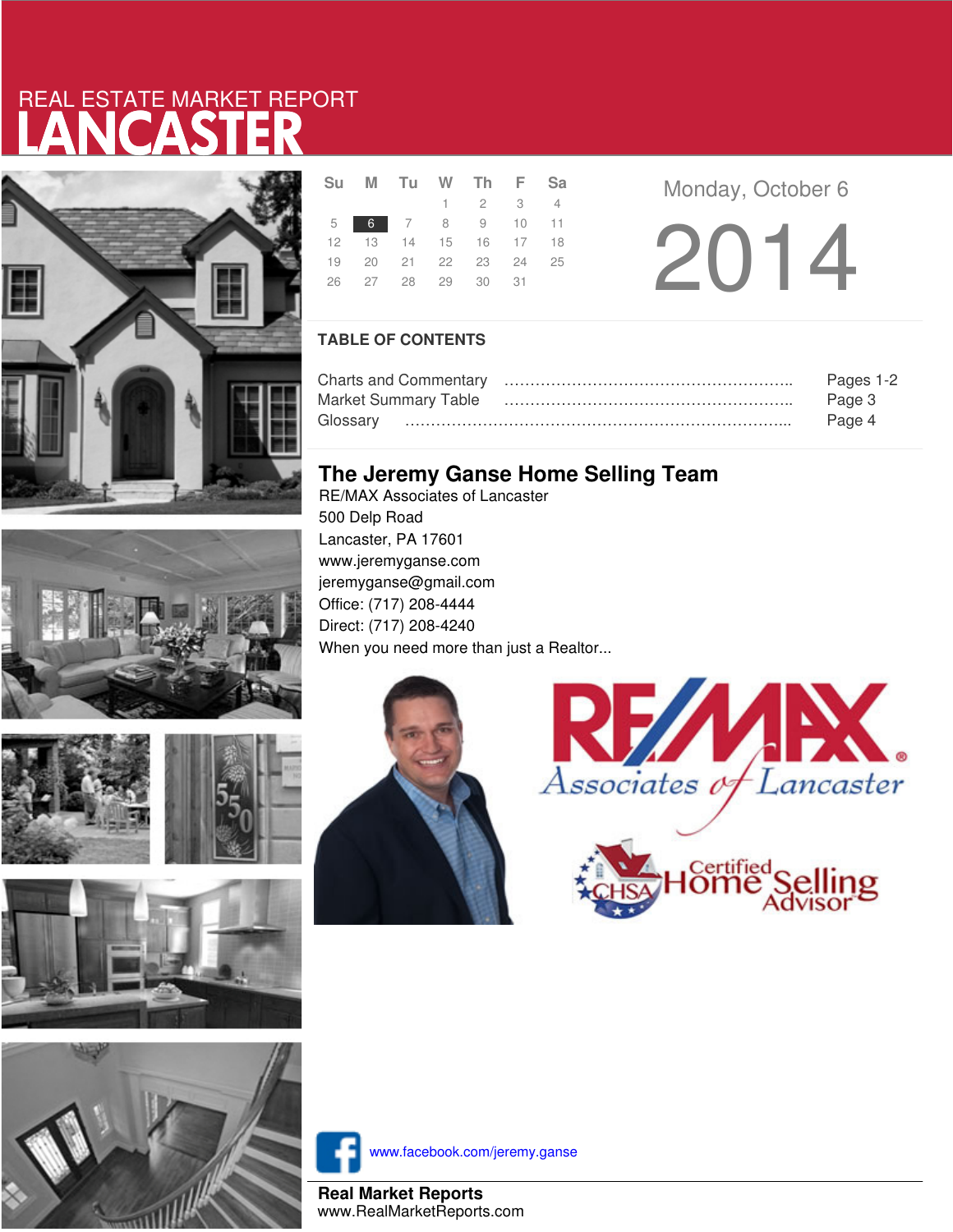REAL ESTATE MARKET REPORT

# LANCASTER

| Su | M | Tu | W | Th | F | Sa |
|---|---|---|---|---|---|---|
| | | | 1 | 2 | 3 | 4 |
| 5 | 6 | 7 | 8 | 9 | 10 | 11 |
| 12 | 13 | 14 | 15 | 16 | 17 | 18 |
| 19 | 20 | 21 | 22 | 23 | 24 | 25 |
| 26 | 27 | 28 | 29 | 30 | 31 | |

Monday, October 6

2014

## TABLE OF CONTENTS

| | |
|---|---|
| Charts and Commentary | Pages 1-2 |
| Market Summary Table | Page 3 |
| Glossary | Page 4 |

## The Jeremy Ganse Home Selling Team

RE/MAX Associates of Lancaster
500 Delp Road
Lancaster, PA 17601
www.jeremyganse.com
jeremyganse@gmail.com
Office: (717) 208-4444
Direct: (717) 208-4240
When you need more than just a Realtor...

RE/MAX Associates of Lancaster

CHSA Certified Home Selling Advisor

www.facebook.com/jeremy.ganse

**Real Market Reports**
www.RealMarketReports.com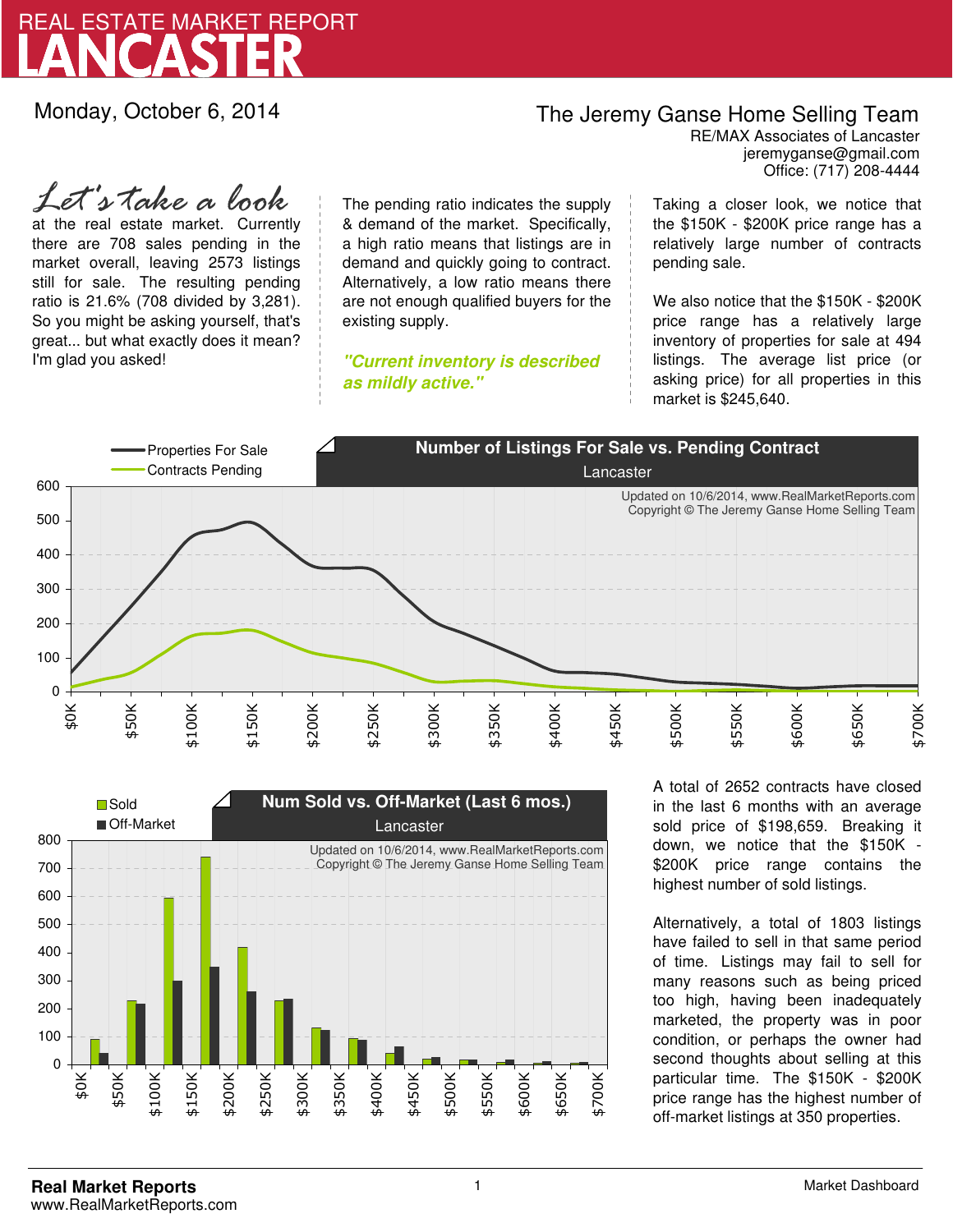# REAL ESTATE MARKET REPORT
# LANCASTER

Monday, October 6, 2014

**The Jeremy Ganse Home Selling Team**
RE/MAX Associates of Lancaster
jeremyganse@gmail.com
Office: (717) 208-4444

*Let's take a look* at the real estate market. Currently there are 708 sales pending in the market overall, leaving 2573 listings still for sale. The resulting pending ratio is 21.6% (708 divided by 3,281). So you might be asking yourself, that's great... but what exactly does it mean? I'm glad you asked!

The pending ratio indicates the supply & demand of the market. Specifically, a high ratio means that listings are in demand and quickly going to contract. Alternatively, a low ratio means there are not enough qualified buyers for the existing supply.

***"Current inventory is described as mildly active."***

Taking a closer look, we notice that the $150K - $200K price range has a relatively large number of contracts pending sale.

We also notice that the $150K - $200K price range has a relatively large inventory of properties for sale at 494 listings. The average list price (or asking price) for all properties in this market is $245,640.

**Number of Listings For Sale vs. Pending Contract**
Lancaster

Updated on 10/6/2014, www.RealMarketReports.com
Copyright © The Jeremy Ganse Home Selling Team

**Num Sold vs. Off-Market (Last 6 mos.)**
Lancaster

Updated on 10/6/2014, www.RealMarketReports.com
Copyright © The Jeremy Ganse Home Selling Team

A total of 2652 contracts have closed in the last 6 months with an average sold price of $198,659. Breaking it down, we notice that the $150K - $200K price range contains the highest number of sold listings.

Alternatively, a total of 1803 listings have failed to sell in that same period of time. Listings may fail to sell for many reasons such as being priced too high, having been inadequately marketed, the property was in poor condition, or perhaps the owner had second thoughts about selling at this particular time. The $150K - $200K price range has the highest number of off-market listings at 350 properties.

**Real Market Reports**
www.RealMarketReports.com

Market Dashboard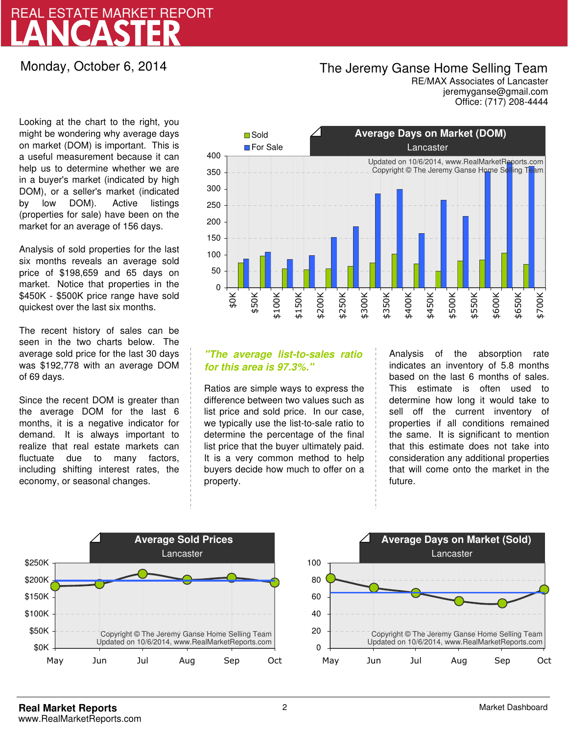# REAL ESTATE MARKET REPORT
# LANCASTER

Monday, October 6, 2014

The Jeremy Ganse Home Selling Team
RE/MAX Associates of Lancaster
jeremyganse@gmail.com
Office: (717) 208-4444

Looking at the chart to the right, you might be wondering why average days on market (DOM) is important. This is a useful measurement because it can help us to determine whether we are in a buyer's market (indicated by high DOM), or a seller's market (indicated by low DOM). Active listings (properties for sale) have been on the market for an average of 156 days.

Analysis of sold properties for the last six months reveals an average sold price of $198,659 and 65 days on market. Notice that properties in the $450K - $500K price range have sold quickest over the last six months.

The recent history of sales can be seen in the two charts below. The average sold price for the last 30 days was $192,778 with an average DOM of 69 days.

Since the recent DOM is greater than the average DOM for the last 6 months, it is a negative indicator for demand. It is always important to realize that real estate markets can fluctuate due to many factors, including shifting interest rates, the economy, or seasonal changes.

***"The average list-to-sales ratio for this area is 97.3%."***

Ratios are simple ways to express the difference between two values such as list price and sold price. In our case, we typically use the list-to-sale ratio to determine the percentage of the final list price that the buyer ultimately paid. It is a very common method to help buyers decide how much to offer on a property.

Analysis of the absorption rate indicates an inventory of 5.8 months based on the last 6 months of sales. This estimate is often used to determine how long it would take to sell off the current inventory of properties if all conditions remained the same. It is significant to mention that this estimate does not take into consideration any additional properties that will come onto the market in the future.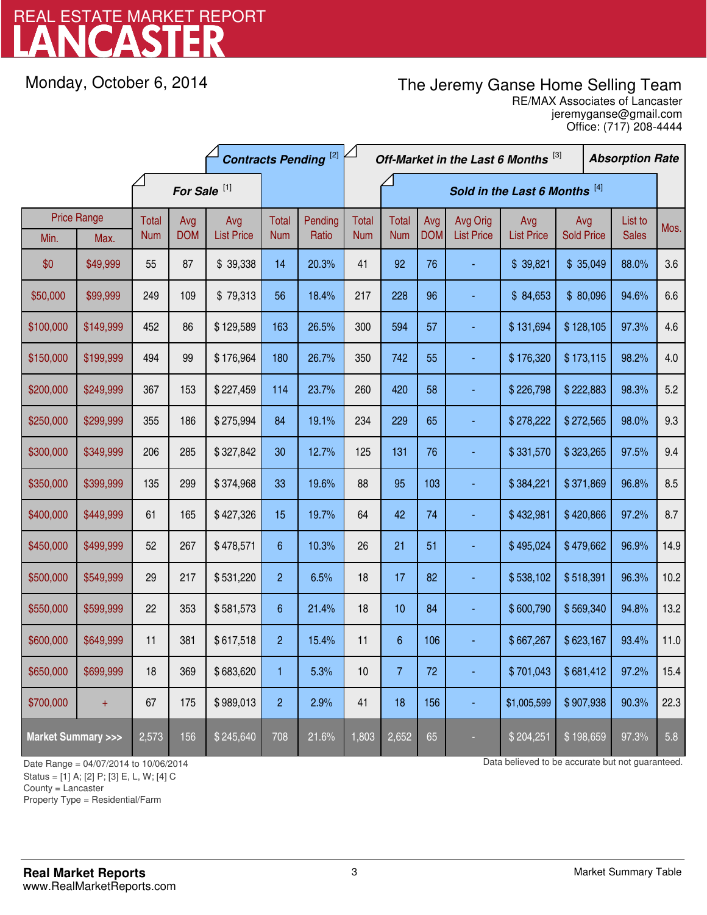# REAL ESTATE MARKET REPORT
# LANCASTER

Monday, October 6, 2014

The Jeremy Ganse Home Selling Team
RE/MAX Associates of Lancaster
jeremyganse@gmail.com
Office: (717) 208-4444

| Price Range | | For Sale [1] | | | Contracts Pending [2] | | Off-Market in the Last 6 Months [3] | Sold in the Last 6 Months [4] | | | | | | Absorption Rate |
|---|---|---|---|---|---|---|---|---|---|---|---|---|---|---|
| Min. | Max. | Total Num | Avg DOM | Avg List Price | Total Num | Pending Ratio | Total Num | Total Num | Avg DOM | Avg Orig List Price | Avg List Price | Avg Sold Price | List to Sales | Mos. |
| $0 | $49,999 | 55 | 87 | $ 39,338 | 14 | 20.3% | 41 | 92 | 76 | - | $ 39,821 | $ 35,049 | 88.0% | 3.6 |
| $50,000 | $99,999 | 249 | 109 | $ 79,313 | 56 | 18.4% | 217 | 228 | 96 | - | $ 84,653 | $ 80,096 | 94.6% | 6.6 |
| $100,000 | $149,999 | 452 | 86 | $ 129,589 | 163 | 26.5% | 300 | 594 | 57 | - | $ 131,694 | $ 128,105 | 97.3% | 4.6 |
| $150,000 | $199,999 | 494 | 99 | $ 176,964 | 180 | 26.7% | 350 | 742 | 55 | - | $ 176,320 | $ 173,115 | 98.2% | 4.0 |
| $200,000 | $249,999 | 367 | 153 | $ 227,459 | 114 | 23.7% | 260 | 420 | 58 | - | $ 226,798 | $ 222,883 | 98.3% | 5.2 |
| $250,000 | $299,999 | 355 | 186 | $ 275,994 | 84 | 19.1% | 234 | 229 | 65 | - | $ 278,222 | $ 272,565 | 98.0% | 9.3 |
| $300,000 | $349,999 | 206 | 285 | $ 327,842 | 30 | 12.7% | 125 | 131 | 76 | - | $ 331,570 | $ 323,265 | 97.5% | 9.4 |
| $350,000 | $399,999 | 135 | 299 | $ 374,968 | 33 | 19.6% | 88 | 95 | 103 | - | $ 384,221 | $ 371,869 | 96.8% | 8.5 |
| $400,000 | $449,999 | 61 | 165 | $ 427,326 | 15 | 19.7% | 64 | 42 | 74 | - | $ 432,981 | $ 420,866 | 97.2% | 8.7 |
| $450,000 | $499,999 | 52 | 267 | $ 478,571 | 6 | 10.3% | 26 | 21 | 51 | - | $ 495,024 | $ 479,662 | 96.9% | 14.9 |
| $500,000 | $549,999 | 29 | 217 | $ 531,220 | 2 | 6.5% | 18 | 17 | 82 | - | $ 538,102 | $ 518,391 | 96.3% | 10.2 |
| $550,000 | $599,999 | 22 | 353 | $ 581,573 | 6 | 21.4% | 18 | 10 | 84 | - | $ 600,790 | $ 569,340 | 94.8% | 13.2 |
| $600,000 | $649,999 | 11 | 381 | $ 617,518 | 2 | 15.4% | 11 | 6 | 106 | - | $ 667,267 | $ 623,167 | 93.4% | 11.0 |
| $650,000 | $699,999 | 18 | 369 | $ 683,620 | 1 | 5.3% | 10 | 7 | 72 | - | $ 701,043 | $ 681,412 | 97.2% | 15.4 |
| $700,000 | + | 67 | 175 | $ 989,013 | 2 | 2.9% | 41 | 18 | 156 | - | $1,005,599 | $ 907,938 | 90.3% | 22.3 |
| Market Summary >>> | | 2,573 | 156 | $ 245,640 | 708 | 21.6% | 1,803 | 2,652 | 65 | - | $ 204,251 | $ 198,659 | 97.3% | 5.8 |

Date Range = 04/07/2014 to 10/06/2014
Status = [1] A; [2] P; [3] E, L, W; [4] C
County = Lancaster
Property Type = Residential/Farm

Data believed to be accurate but not guaranteed.

**Real Market Reports**
www.RealMarketReports.com

Market Summary Table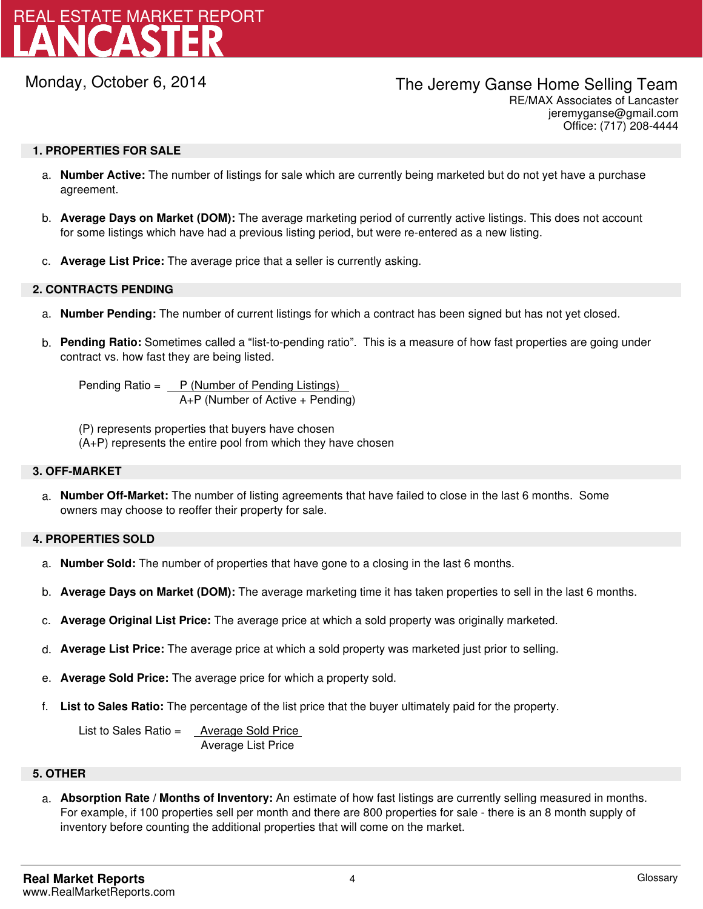# REAL ESTATE MARKET REPORT LANCASTER

Monday, October 6, 2014

**The Jeremy Ganse Home Selling Team**
RE/MAX Associates of Lancaster
jeremyganse@gmail.com
Office: (717) 208-4444

## 1. PROPERTIES FOR SALE

a. **Number Active:** The number of listings for sale which are currently being marketed but do not yet have a purchase agreement.

b. **Average Days on Market (DOM):** The average marketing period of currently active listings. This does not account for some listings which have had a previous listing period, but were re-entered as a new listing.

c. **Average List Price:** The average price that a seller is currently asking.

## 2. CONTRACTS PENDING

a. **Number Pending:** The number of current listings for which a contract has been signed but has not yet closed.

b. **Pending Ratio:** Sometimes called a "list-to-pending ratio". This is a measure of how fast properties are going under contract vs. how fast they are being listed.

$$\text{Pending Ratio} = \frac{\text{P (Number of Pending Listings)}}{\text{A+P (Number of Active + Pending)}}$$

(P) represents properties that buyers have chosen
(A+P) represents the entire pool from which they have chosen

## 3. OFF-MARKET

a. **Number Off-Market:** The number of listing agreements that have failed to close in the last 6 months. Some owners may choose to reoffer their property for sale.

## 4. PROPERTIES SOLD

a. **Number Sold:** The number of properties that have gone to a closing in the last 6 months.

b. **Average Days on Market (DOM):** The average marketing time it has taken properties to sell in the last 6 months.

c. **Average Original List Price:** The average price at which a sold property was originally marketed.

d. **Average List Price:** The average price at which a sold property was marketed just prior to selling.

e. **Average Sold Price:** The average price for which a property sold.

f. **List to Sales Ratio:** The percentage of the list price that the buyer ultimately paid for the property.

$$\text{List to Sales Ratio} = \frac{\text{Average Sold Price}}{\text{Average List Price}}$$

## 5. OTHER

a. **Absorption Rate / Months of Inventory:** An estimate of how fast listings are currently selling measured in months. For example, if 100 properties sell per month and there are 800 properties for sale - there is an 8 month supply of inventory before counting the additional properties that will come on the market.